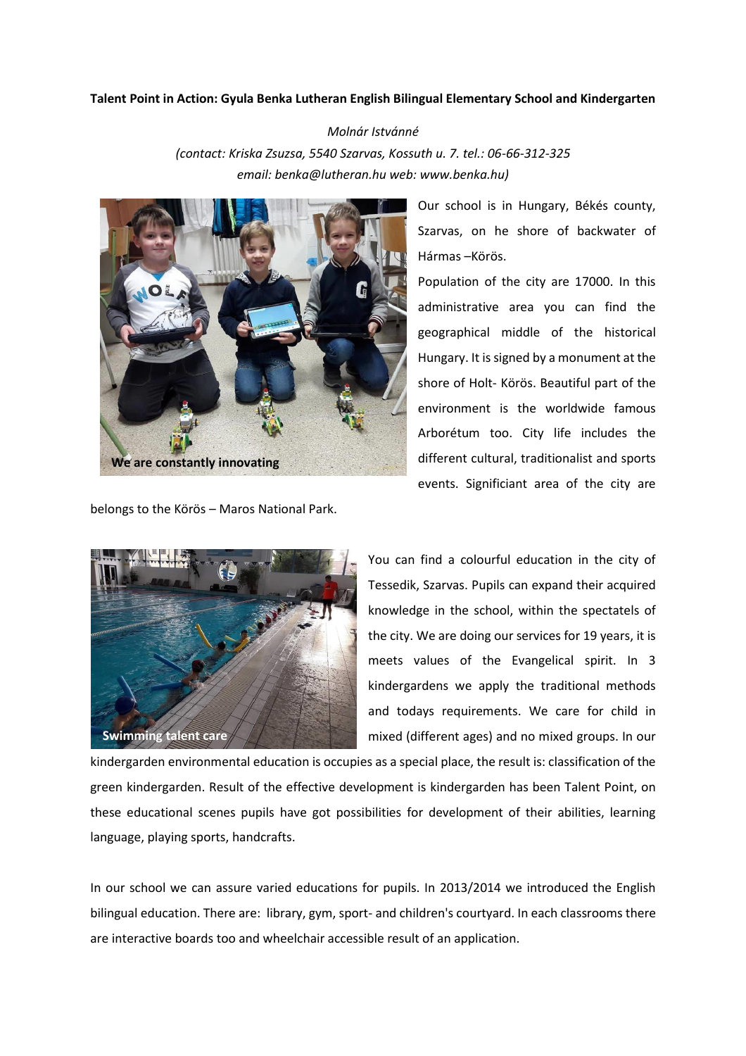**Talent Point in Action: Gyula Benka Lutheran English Bilingual Elementary School and Kindergarten**

*Molnár Istvánné*

*(contact: Kriska Zsuzsa, 5540 Szarvas, Kossuth u. 7. tel.: 06-66-312-325*
*email: benka@lutheran.hu web: www.benka.hu)*

We are constantly innovating

Our school is in Hungary, Békés county, Szarvas, on he shore of backwater of Hármas –Körös.

Population of the city are 17000. In this administrative area you can find the geographical middle of the historical Hungary. It is signed by a monument at the shore of Holt- Körös. Beautiful part of the environment is the worldwide famous Arborétum too. City life includes the different cultural, traditionalist and sports events. Significiant area of the city are belongs to the Körös – Maros National Park.

Swimming talent care

You can find a colourful education in the city of Tessedik, Szarvas. Pupils can expand their acquired knowledge in the school, within the spectatels of the city. We are doing our services for 19 years, it is meets values of the Evangelical spirit. In 3 kindergardens we apply the traditional methods and todays requirements. We care for child in mixed (different ages) and no mixed groups. In our kindergarden environmental education is occupies as a special place, the result is: classification of the green kindergarden. Result of the effective development is kindergarden has been Talent Point, on these educational scenes pupils have got possibilities for development of their abilities, learning language, playing sports, handcrafts.

In our school we can assure varied educations for pupils. In 2013/2014 we introduced the English bilingual education. There are: library, gym, sport- and children's courtyard. In each classrooms there are interactive boards too and wheelchair accessible result of an application.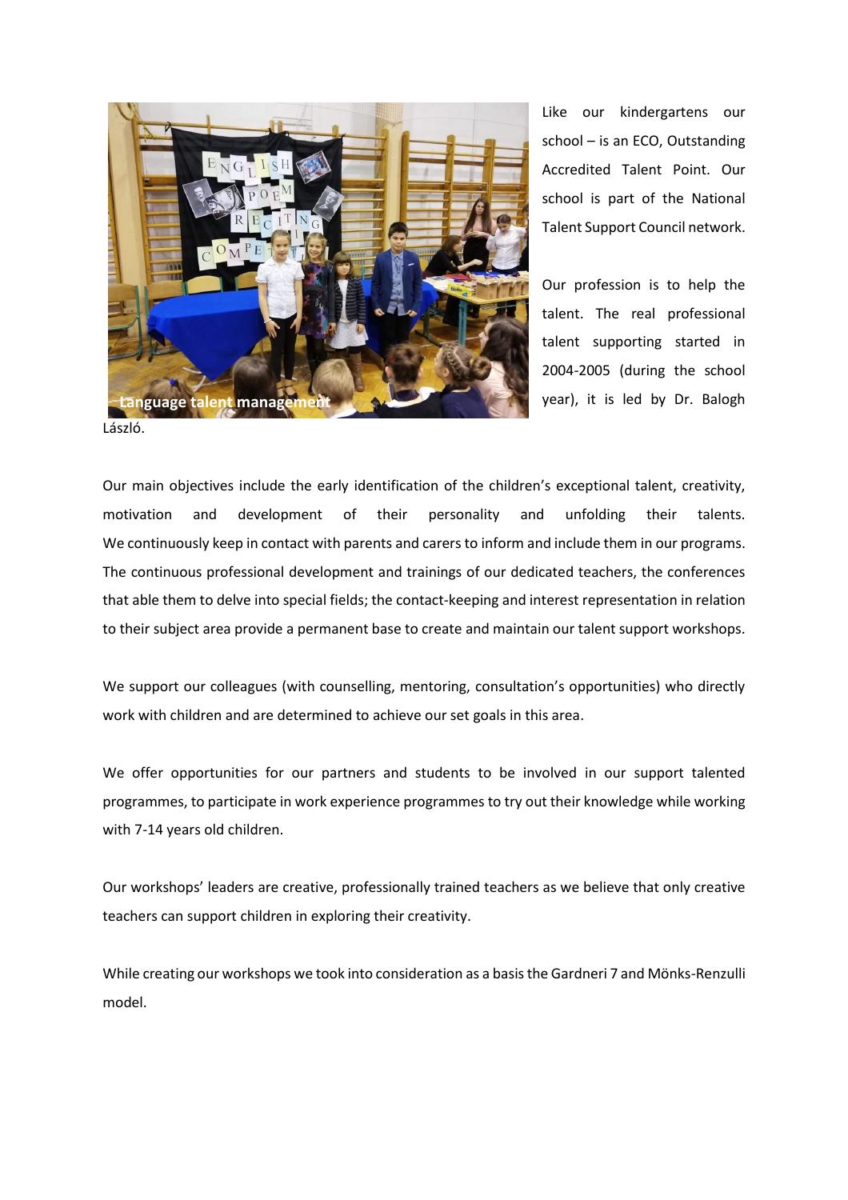Like our kindergartens our school – is an ECO, Outstanding Accredited Talent Point. Our school is part of the National Talent Support Council network.

Language talent management

Our profession is to help the talent. The real professional talent supporting started in 2004-2005 (during the school year), it is led by Dr. Balogh László.

Our main objectives include the early identification of the children's exceptional talent, creativity, motivation and development of their personality and unfolding their talents. We continuously keep in contact with parents and carers to inform and include them in our programs. The continuous professional development and trainings of our dedicated teachers, the conferences that able them to delve into special fields; the contact-keeping and interest representation in relation to their subject area provide a permanent base to create and maintain our talent support workshops.

We support our colleagues (with counselling, mentoring, consultation's opportunities) who directly work with children and are determined to achieve our set goals in this area.

We offer opportunities for our partners and students to be involved in our support talented programmes, to participate in work experience programmes to try out their knowledge while working with 7-14 years old children.

Our workshops' leaders are creative, professionally trained teachers as we believe that only creative teachers can support children in exploring their creativity.

While creating our workshops we took into consideration as a basis the Gardneri 7 and Mönks-Renzulli model.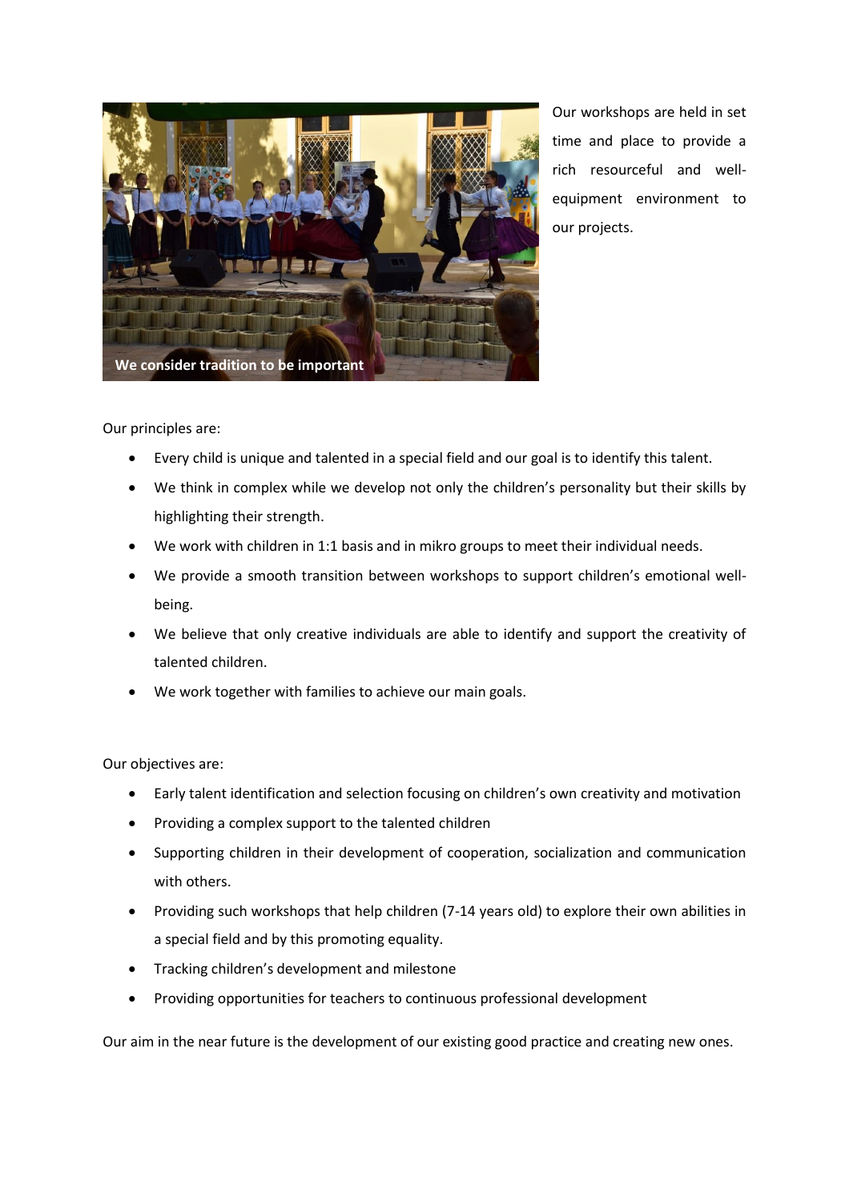We consider tradition to be important

Our workshops are held in set time and place to provide a rich resourceful and well-equipment environment to our projects.

Our principles are:

- Every child is unique and talented in a special field and our goal is to identify this talent.
- We think in complex while we develop not only the children's personality but their skills by highlighting their strength.
- We work with children in 1:1 basis and in mikro groups to meet their individual needs.
- We provide a smooth transition between workshops to support children's emotional well-being.
- We believe that only creative individuals are able to identify and support the creativity of talented children.
- We work together with families to achieve our main goals.

Our objectives are:

- Early talent identification and selection focusing on children's own creativity and motivation
- Providing a complex support to the talented children
- Supporting children in their development of cooperation, socialization and communication with others.
- Providing such workshops that help children (7-14 years old) to explore their own abilities in a special field and by this promoting equality.
- Tracking children's development and milestone
- Providing opportunities for teachers to continuous professional development

Our aim in the near future is the development of our existing good practice and creating new ones.